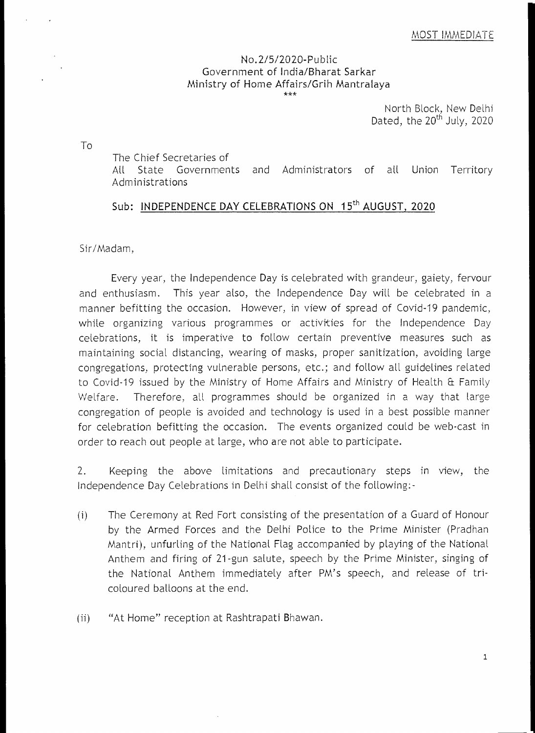MOST IMMEDIATE

No.2/5/2020-Public
Government of India/Bharat Sarkar
Ministry of Home Affairs/Grih Mantralaya
***

North Block, New Delhi
Dated, the 20th July, 2020

To

The Chief Secretaries of
All State Governments and Administrators of all Union Territory Administrations

Sub: **INDEPENDENCE DAY CELEBRATIONS ON 15th AUGUST, 2020**

Sir/Madam,

Every year, the Independence Day is celebrated with grandeur, gaiety, fervour and enthusiasm. This year also, the Independence Day will be celebrated in a manner befitting the occasion. However, in view of spread of Covid-19 pandemic, while organizing various programmes or activities for the Independence Day celebrations, it is imperative to follow certain preventive measures such as maintaining social distancing, wearing of masks, proper sanitization, avoiding large congregations, protecting vulnerable persons, etc.; and follow all guidelines related to Covid-19 issued by the Ministry of Home Affairs and Ministry of Health & Family Welfare. Therefore, all programmes should be organized in a way that large congregation of people is avoided and technology is used in a best possible manner for celebration befitting the occasion. The events organized could be web-cast in order to reach out people at large, who are not able to participate.

2. Keeping the above limitations and precautionary steps in view, the Independence Day Celebrations in Delhi shall consist of the following:-

(i) The Ceremony at Red Fort consisting of the presentation of a Guard of Honour by the Armed Forces and the Delhi Police to the Prime Minister (Pradhan Mantri), unfurling of the National Flag accompanied by playing of the National Anthem and firing of 21-gun salute, speech by the Prime Minister, singing of the National Anthem immediately after PM's speech, and release of tri-coloured balloons at the end.

(ii) "At Home" reception at Rashtrapati Bhawan.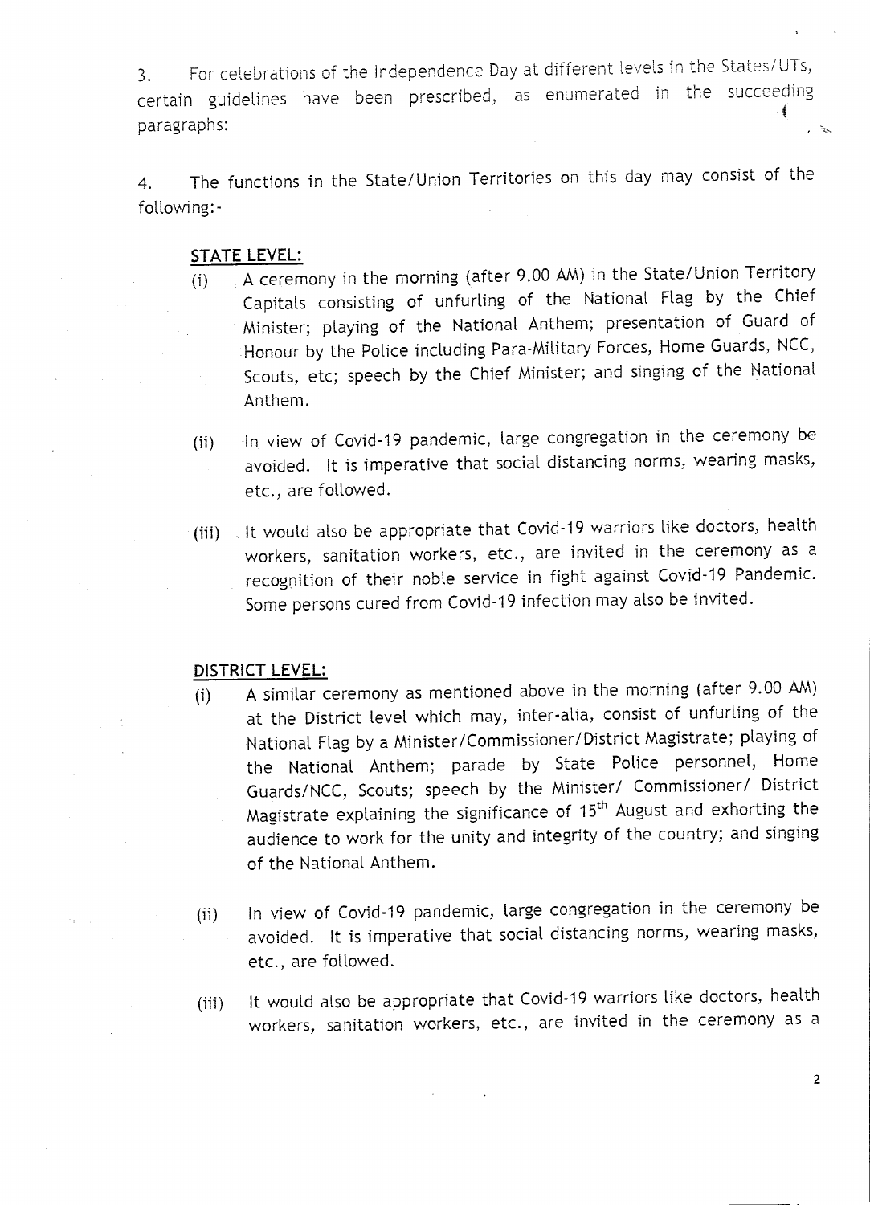3. For celebrations of the Independence Day at different levels in the States/UTs, certain guidelines have been prescribed, as enumerated in the succeeding paragraphs:

4. The functions in the State/Union Territories on this day may consist of the following:-

**STATE LEVEL:**

(i) A ceremony in the morning (after 9.00 AM) in the State/Union Territory Capitals consisting of unfurling of the National Flag by the Chief Minister; playing of the National Anthem; presentation of Guard of Honour by the Police including Para-Military Forces, Home Guards, NCC, Scouts, etc; speech by the Chief Minister; and singing of the National Anthem.

(ii) In view of Covid-19 pandemic, large congregation in the ceremony be avoided. It is imperative that social distancing norms, wearing masks, etc., are followed.

(iii) It would also be appropriate that Covid-19 warriors like doctors, health workers, sanitation workers, etc., are invited in the ceremony as a recognition of their noble service in fight against Covid-19 Pandemic. Some persons cured from Covid-19 infection may also be invited.

**DISTRICT LEVEL:**

(i) A similar ceremony as mentioned above in the morning (after 9.00 AM) at the District level which may, inter-alia, consist of unfurling of the National Flag by a Minister/Commissioner/District Magistrate; playing of the National Anthem; parade by State Police personnel, Home Guards/NCC, Scouts; speech by the Minister/ Commissioner/ District Magistrate explaining the significance of 15th August and exhorting the audience to work for the unity and integrity of the country; and singing of the National Anthem.

(ii) In view of Covid-19 pandemic, large congregation in the ceremony be avoided. It is imperative that social distancing norms, wearing masks, etc., are followed.

(iii) It would also be appropriate that Covid-19 warriors like doctors, health workers, sanitation workers, etc., are invited in the ceremony as a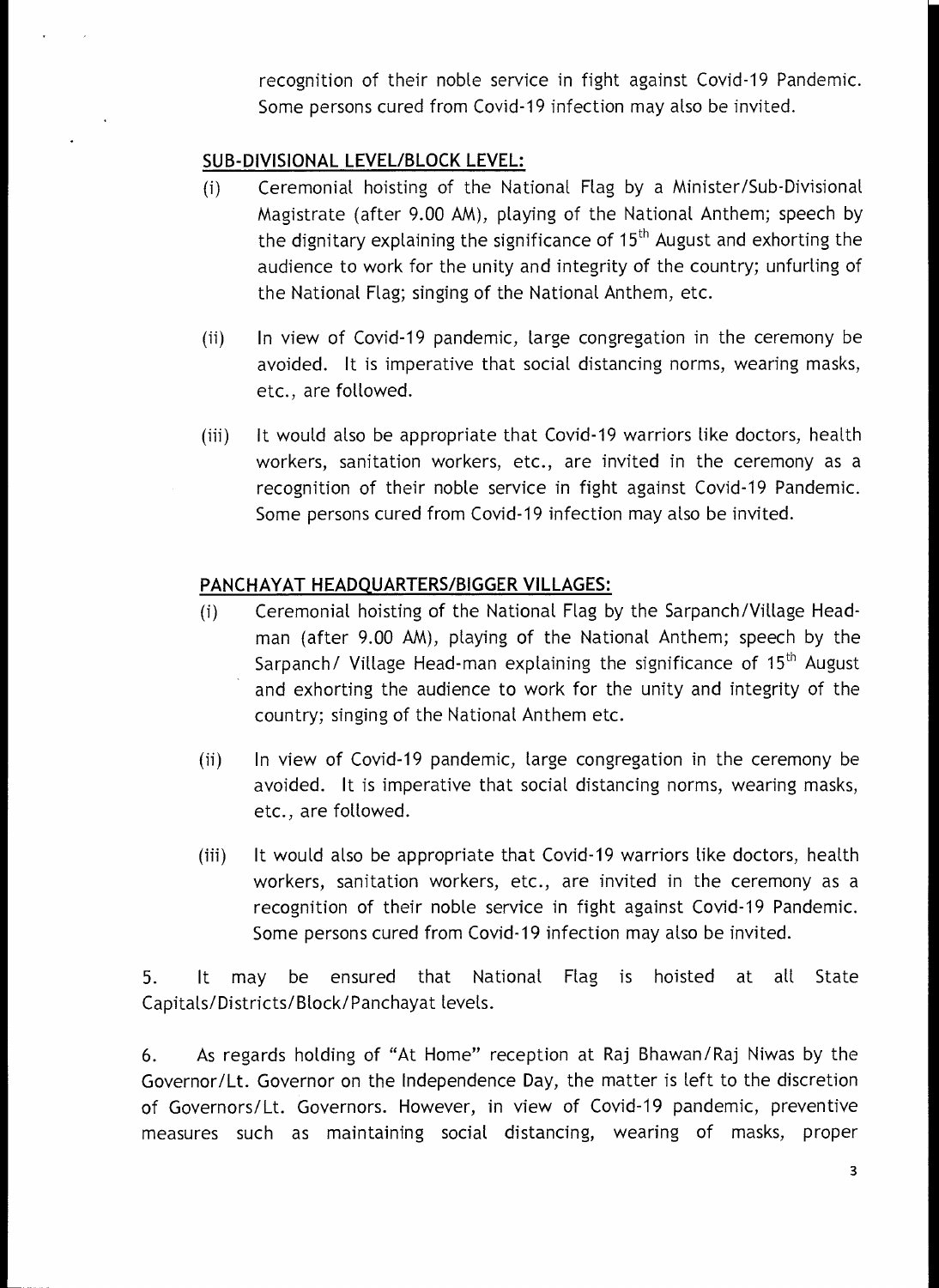recognition of their noble service in fight against Covid-19 Pandemic. Some persons cured from Covid-19 infection may also be invited.

**SUB-DIVISIONAL LEVEL/BLOCK LEVEL:**

(i) Ceremonial hoisting of the National Flag by a Minister/Sub-Divisional Magistrate (after 9.00 AM), playing of the National Anthem; speech by the dignitary explaining the significance of 15th August and exhorting the audience to work for the unity and integrity of the country; unfurling of the National Flag; singing of the National Anthem, etc.

(ii) In view of Covid-19 pandemic, large congregation in the ceremony be avoided. It is imperative that social distancing norms, wearing masks, etc., are followed.

(iii) It would also be appropriate that Covid-19 warriors like doctors, health workers, sanitation workers, etc., are invited in the ceremony as a recognition of their noble service in fight against Covid-19 Pandemic. Some persons cured from Covid-19 infection may also be invited.

**PANCHAYAT HEADQUARTERS/BIGGER VILLAGES:**

(i) Ceremonial hoisting of the National Flag by the Sarpanch/Village Head-man (after 9.00 AM), playing of the National Anthem; speech by the Sarpanch/ Village Head-man explaining the significance of 15th August and exhorting the audience to work for the unity and integrity of the country; singing of the National Anthem etc.

(ii) In view of Covid-19 pandemic, large congregation in the ceremony be avoided. It is imperative that social distancing norms, wearing masks, etc., are followed.

(iii) It would also be appropriate that Covid-19 warriors like doctors, health workers, sanitation workers, etc., are invited in the ceremony as a recognition of their noble service in fight against Covid-19 Pandemic. Some persons cured from Covid-19 infection may also be invited.

5. It may be ensured that National Flag is hoisted at all State Capitals/Districts/Block/Panchayat levels.

6. As regards holding of "At Home" reception at Raj Bhawan/Raj Niwas by the Governor/Lt. Governor on the Independence Day, the matter is left to the discretion of Governors/Lt. Governors. However, in view of Covid-19 pandemic, preventive measures such as maintaining social distancing, wearing of masks, proper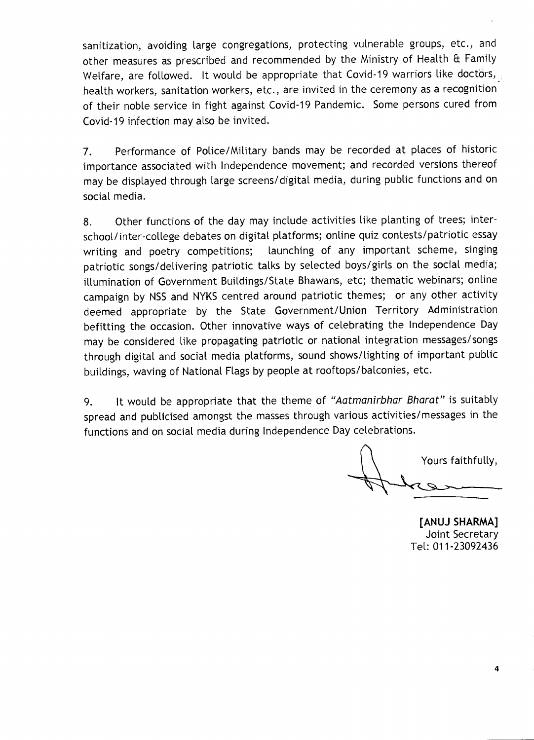sanitization, avoiding large congregations, protecting vulnerable groups, etc., and other measures as prescribed and recommended by the Ministry of Health & Family Welfare, are followed. It would be appropriate that Covid-19 warriors like doctors, health workers, sanitation workers, etc., are invited in the ceremony as a recognition of their noble service in fight against Covid-19 Pandemic. Some persons cured from Covid-19 infection may also be invited.

7. Performance of Police/Military bands may be recorded at places of historic importance associated with Independence movement; and recorded versions thereof may be displayed through large screens/digital media, during public functions and on social media.

8. Other functions of the day may include activities like planting of trees; inter-school/inter-college debates on digital platforms; online quiz contests/patriotic essay writing and poetry competitions; launching of any important scheme, singing patriotic songs/delivering patriotic talks by selected boys/girls on the social media; illumination of Government Buildings/State Bhawans, etc; thematic webinars; online campaign by NSS and NYKS centred around patriotic themes; or any other activity deemed appropriate by the State Government/Union Territory Administration befitting the occasion. Other innovative ways of celebrating the Independence Day may be considered like propagating patriotic or national integration messages/songs through digital and social media platforms, sound shows/lighting of important public buildings, waving of National Flags by people at rooftops/balconies, etc.

9. It would be appropriate that the theme of *"Aatmanirbhar Bharat"* is suitably spread and publicised amongst the masses through various activities/messages in the functions and on social media during Independence Day celebrations.

Yours faithfully,

**[ANUJ SHARMA]**
Joint Secretary
Tel: 011-23092436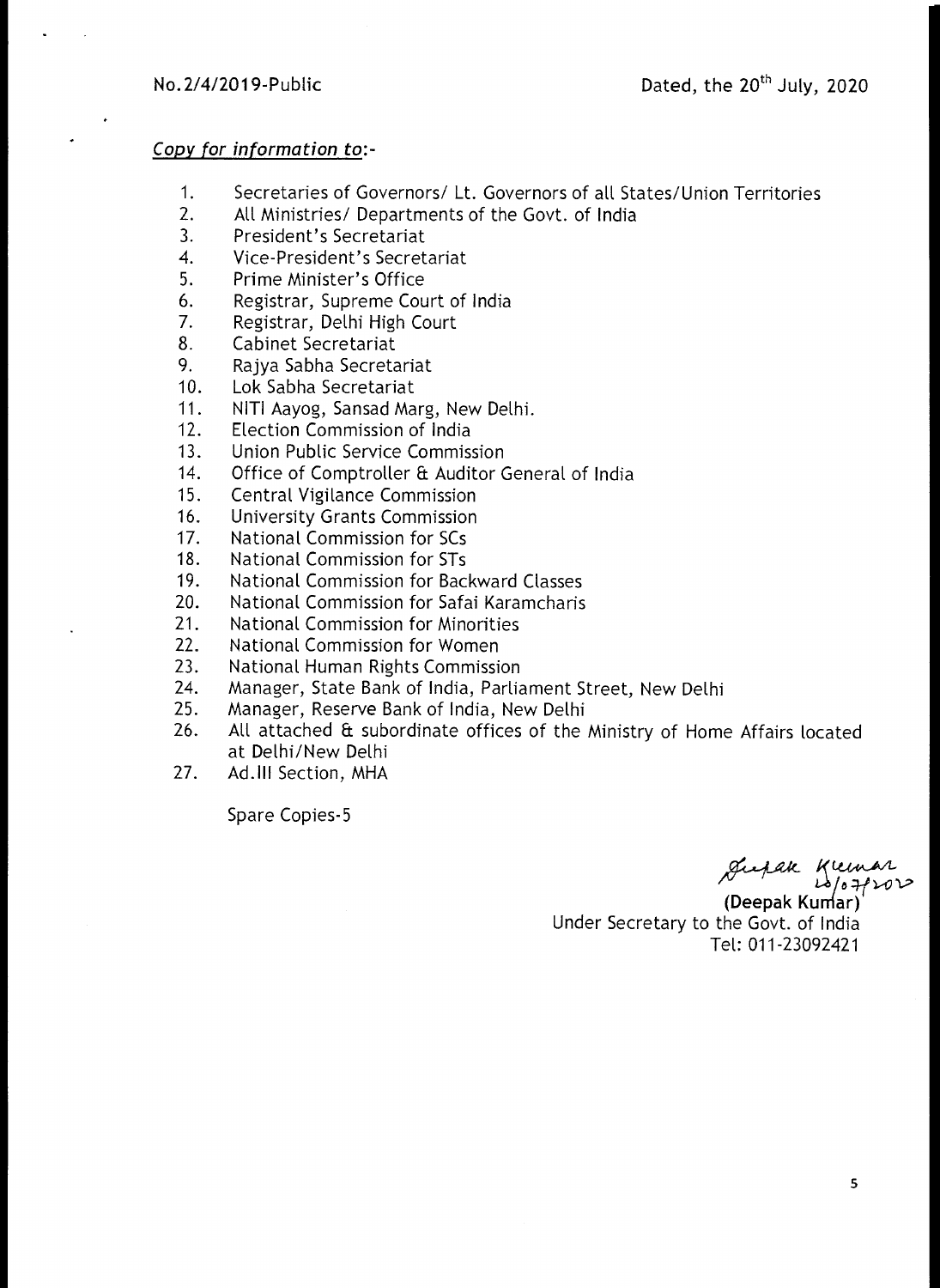No.2/4/2019-Public

Dated, the 20th July, 2020

*Copy for information to*:-

1. Secretaries of Governors/ Lt. Governors of all States/Union Territories
2. All Ministries/ Departments of the Govt. of India
3. President's Secretariat
4. Vice-President's Secretariat
5. Prime Minister's Office
6. Registrar, Supreme Court of India
7. Registrar, Delhi High Court
8. Cabinet Secretariat
9. Rajya Sabha Secretariat
10. Lok Sabha Secretariat
11. NITI Aayog, Sansad Marg, New Delhi.
12. Election Commission of India
13. Union Public Service Commission
14. Office of Comptroller & Auditor General of India
15. Central Vigilance Commission
16. University Grants Commission
17. National Commission for SCs
18. National Commission for STs
19. National Commission for Backward Classes
20. National Commission for Safai Karamcharis
21. National Commission for Minorities
22. National Commission for Women
23. National Human Rights Commission
24. Manager, State Bank of India, Parliament Street, New Delhi
25. Manager, Reserve Bank of India, New Delhi
26. All attached & subordinate offices of the Ministry of Home Affairs located at Delhi/New Delhi
27. Ad.III Section, MHA

Spare Copies-5

Deepak Kumar
20/07/2020

**(Deepak Kumar)**
Under Secretary to the Govt. of India
Tel: 011-23092421